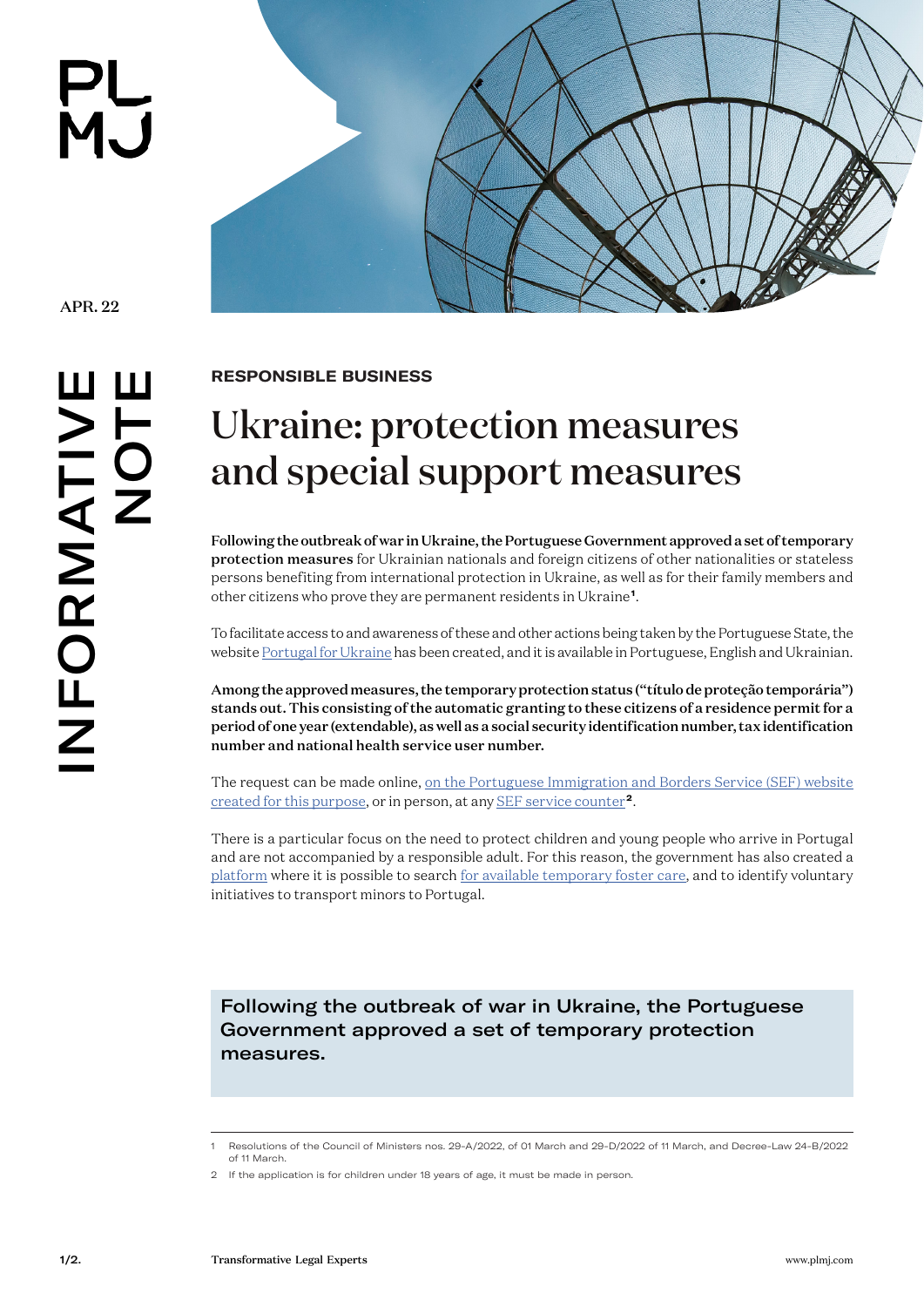APR. 22

INFORMATIVE NOTE

**RESPONSIBLE BUSINESS**

# Ukraine: protection measures and special support measures

**Following the outbreak of war in Ukraine, the Portuguese Government approved a set of temporary protection measures** for Ukrainian nationals and foreign citizens of other nationalities or stateless persons benefiting from international protection in Ukraine, as well as for their family members and other citizens who prove they are permanent residents in Ukraine[1].

To facilitate access to and awareness of these and other actions being taken by the Portuguese State, the website Portugal for Ukraine has been created, and it is available in Portuguese, English and Ukrainian.

**Among the approved measures, the temporary protection status ("título de proteção temporária") stands out. This consisting of the automatic granting to these citizens of a residence permit for a period of one year (extendable), as well as a social security identification number, tax identification number and national health service user number.**

The request can be made online, on the Portuguese Immigration and Borders Service (SEF) website created for this purpose, or in person, at any SEF service counter[2].

There is a particular focus on the need to protect children and young people who arrive in Portugal and are not accompanied by a responsible adult. For this reason, the government has also created a platform where it is possible to search for available temporary foster care, and to identify voluntary initiatives to transport minors to Portugal.

> Following the outbreak of war in Ukraine, the Portuguese Government approved a set of temporary protection measures.

---

1 Resolutions of the Council of Ministers nos. 29-A/2022, of 01 March and 29-D/2022 of 11 March, and Decree-Law 24-B/2022 of 11 March.

2 If the application is for children under 18 years of age, it must be made in person.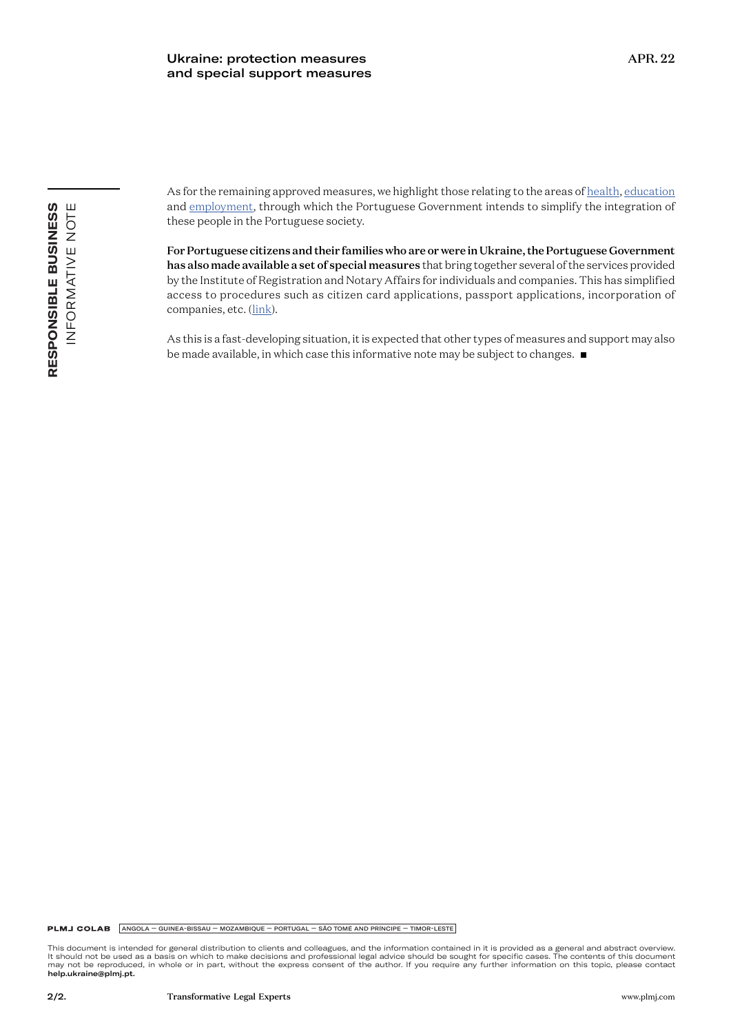As for the remaining approved measures, we highlight those relating to the areas of health, education and employment, through which the Portuguese Government intends to simplify the integration of these people in the Portuguese society.

**For Portuguese citizens and their families who are or were in Ukraine, the Portuguese Government has also made available a set of special measures** that bring together several of the services provided by the Institute of Registration and Notary Affairs for individuals and companies. This has simplified access to procedures such as citizen card applications, passport applications, incorporation of companies, etc. (link).

As this is a fast-developing situation, it is expected that other types of measures and support may also be made available, in which case this informative note may be subject to changes. ■

This document is intended for general distribution to clients and colleagues, and the information contained in it is provided as a general and abstract overview. It should not be used as a basis on which to make decisions and professional legal advice should be sought for specific cases. The contents of this document may not be reproduced, in whole or in part, without the express consent of the author. If you require any further information on this topic, please contact **help.ukraine@plmj.pt.**